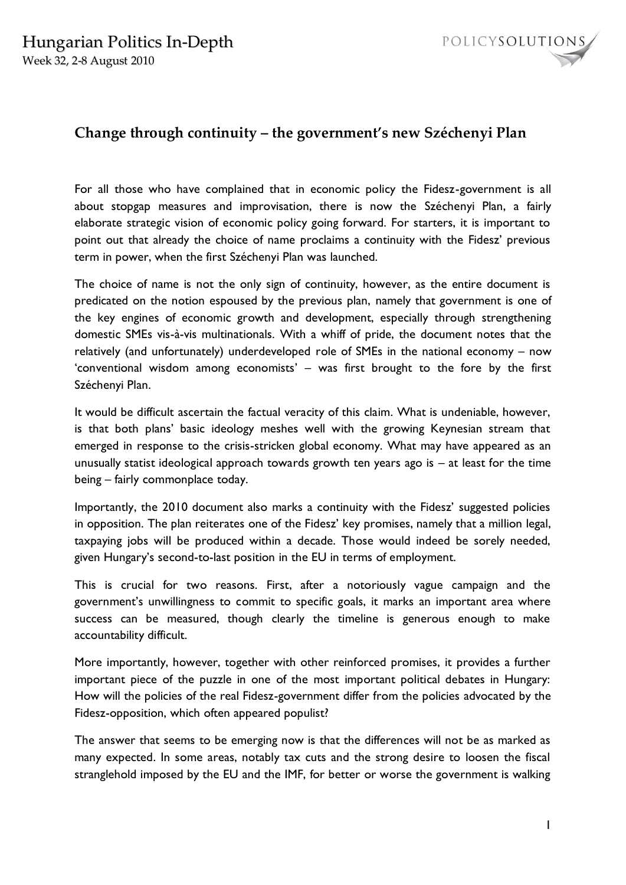## Change through continuity – the government's new Széchenyi Plan

For all those who have complained that in economic policy the Fidesz-government is all about stopgap measures and improvisation, there is now the Széchenyi Plan, a fairly elaborate strategic vision of economic policy going forward. For starters, it is important to point out that already the choice of name proclaims a continuity with the Fidesz' previous term in power, when the first Széchenyi Plan was launched.

The choice of name is not the only sign of continuity, however, as the entire document is predicated on the notion espoused by the previous plan, namely that government is one of the key engines of economic growth and development, especially through strengthening domestic SMEs vis-à-vis multinationals. With a whiff of pride, the document notes that the relatively (and unfortunately) underdeveloped role of SMEs in the national economy – now 'conventional wisdom among economists' – was first brought to the fore by the first Széchenyi Plan.

It would be difficult ascertain the factual veracity of this claim. What is undeniable, however, is that both plans' basic ideology meshes well with the growing Keynesian stream that emerged in response to the crisis-stricken global economy. What may have appeared as an unusually statist ideological approach towards growth ten years ago is – at least for the time being – fairly commonplace today.

Importantly, the 2010 document also marks a continuity with the Fidesz' suggested policies in opposition. The plan reiterates one of the Fidesz' key promises, namely that a million legal, taxpaying jobs will be produced within a decade. Those would indeed be sorely needed, given Hungary's second-to-last position in the EU in terms of employment.

This is crucial for two reasons. First, after a notoriously vague campaign and the government's unwillingness to commit to specific goals, it marks an important area where success can be measured, though clearly the timeline is generous enough to make accountability difficult.

More importantly, however, together with other reinforced promises, it provides a further important piece of the puzzle in one of the most important political debates in Hungary: How will the policies of the real Fidesz-government differ from the policies advocated by the Fidesz-opposition, which often appeared populist?

The answer that seems to be emerging now is that the differences will not be as marked as many expected. In some areas, notably tax cuts and the strong desire to loosen the fiscal stranglehold imposed by the EU and the IMF, for better or worse the government is walking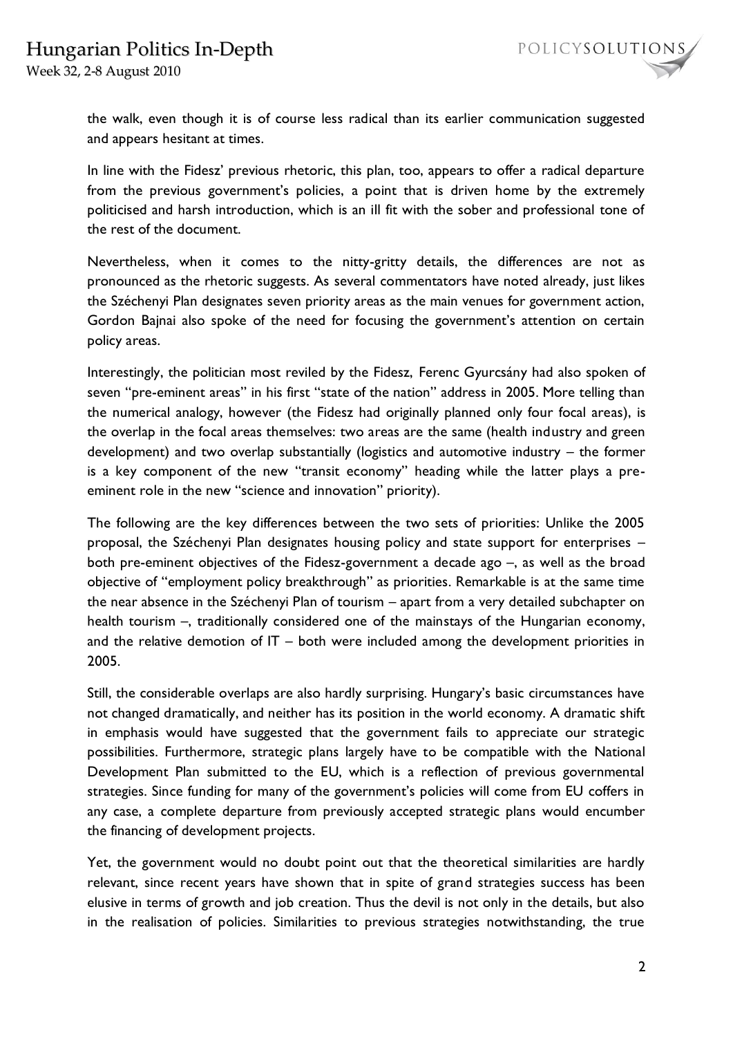the walk, even though it is of course less radical than its earlier communication suggested and appears hesitant at times.

In line with the Fidesz' previous rhetoric, this plan, too, appears to offer a radical departure from the previous government's policies, a point that is driven home by the extremely politicised and harsh introduction, which is an ill fit with the sober and professional tone of the rest of the document.

Nevertheless, when it comes to the nitty-gritty details, the differences are not as pronounced as the rhetoric suggests. As several commentators have noted already, just likes the Széchenyi Plan designates seven priority areas as the main venues for government action, Gordon Bajnai also spoke of the need for focusing the government's attention on certain policy areas.

Interestingly, the politician most reviled by the Fidesz, Ferenc Gyurcsány had also spoken of seven "pre-eminent areas" in his first "state of the nation" address in 2005. More telling than the numerical analogy, however (the Fidesz had originally planned only four focal areas), is the overlap in the focal areas themselves: two areas are the same (health industry and green development) and two overlap substantially (logistics and automotive industry – the former is a key component of the new "transit economy" heading while the latter plays a pre-eminent role in the new "science and innovation" priority).

The following are the key differences between the two sets of priorities: Unlike the 2005 proposal, the Széchenyi Plan designates housing policy and state support for enterprises – both pre-eminent objectives of the Fidesz-government a decade ago –, as well as the broad objective of "employment policy breakthrough" as priorities. Remarkable is at the same time the near absence in the Széchenyi Plan of tourism – apart from a very detailed subchapter on health tourism –, traditionally considered one of the mainstays of the Hungarian economy, and the relative demotion of IT – both were included among the development priorities in 2005.

Still, the considerable overlaps are also hardly surprising. Hungary's basic circumstances have not changed dramatically, and neither has its position in the world economy. A dramatic shift in emphasis would have suggested that the government fails to appreciate our strategic possibilities. Furthermore, strategic plans largely have to be compatible with the National Development Plan submitted to the EU, which is a reflection of previous governmental strategies. Since funding for many of the government's policies will come from EU coffers in any case, a complete departure from previously accepted strategic plans would encumber the financing of development projects.

Yet, the government would no doubt point out that the theoretical similarities are hardly relevant, since recent years have shown that in spite of grand strategies success has been elusive in terms of growth and job creation. Thus the devil is not only in the details, but also in the realisation of policies. Similarities to previous strategies notwithstanding, the true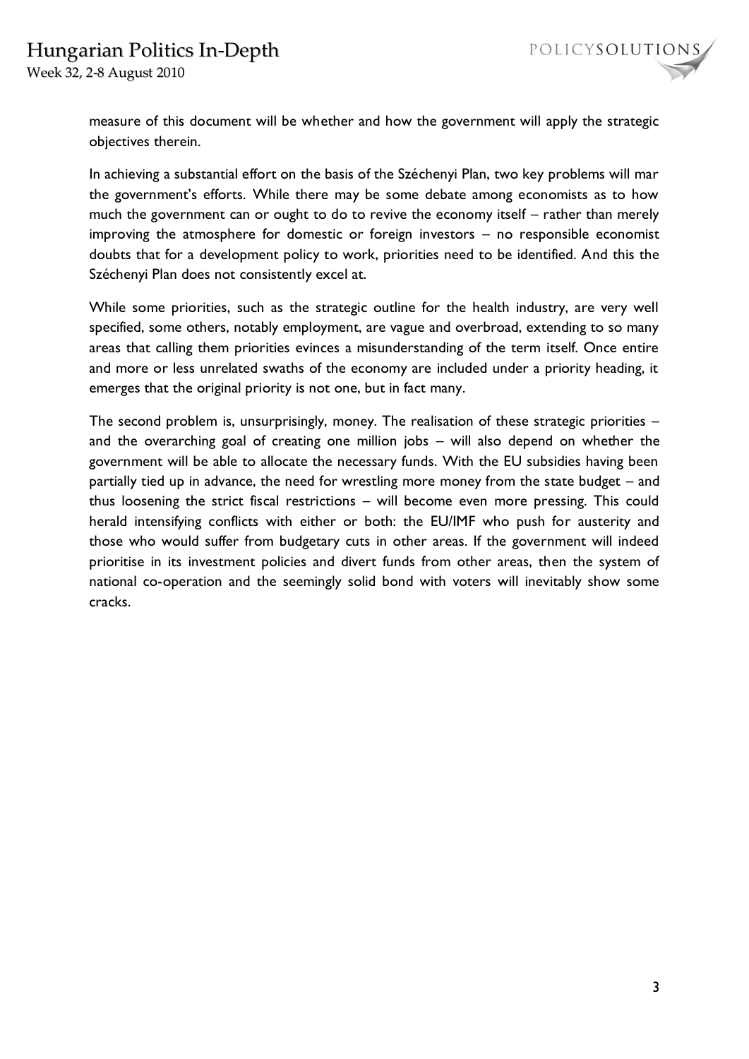measure of this document will be whether and how the government will apply the strategic objectives therein.

In achieving a substantial effort on the basis of the Széchenyi Plan, two key problems will mar the government's efforts. While there may be some debate among economists as to how much the government can or ought to do to revive the economy itself – rather than merely improving the atmosphere for domestic or foreign investors – no responsible economist doubts that for a development policy to work, priorities need to be identified. And this the Széchenyi Plan does not consistently excel at.

While some priorities, such as the strategic outline for the health industry, are very well specified, some others, notably employment, are vague and overbroad, extending to so many areas that calling them priorities evinces a misunderstanding of the term itself. Once entire and more or less unrelated swaths of the economy are included under a priority heading, it emerges that the original priority is not one, but in fact many.

The second problem is, unsurprisingly, money. The realisation of these strategic priorities – and the overarching goal of creating one million jobs – will also depend on whether the government will be able to allocate the necessary funds. With the EU subsidies having been partially tied up in advance, the need for wrestling more money from the state budget – and thus loosening the strict fiscal restrictions – will become even more pressing. This could herald intensifying conflicts with either or both: the EU/IMF who push for austerity and those who would suffer from budgetary cuts in other areas. If the government will indeed prioritise in its investment policies and divert funds from other areas, then the system of national co-operation and the seemingly solid bond with voters will inevitably show some cracks.